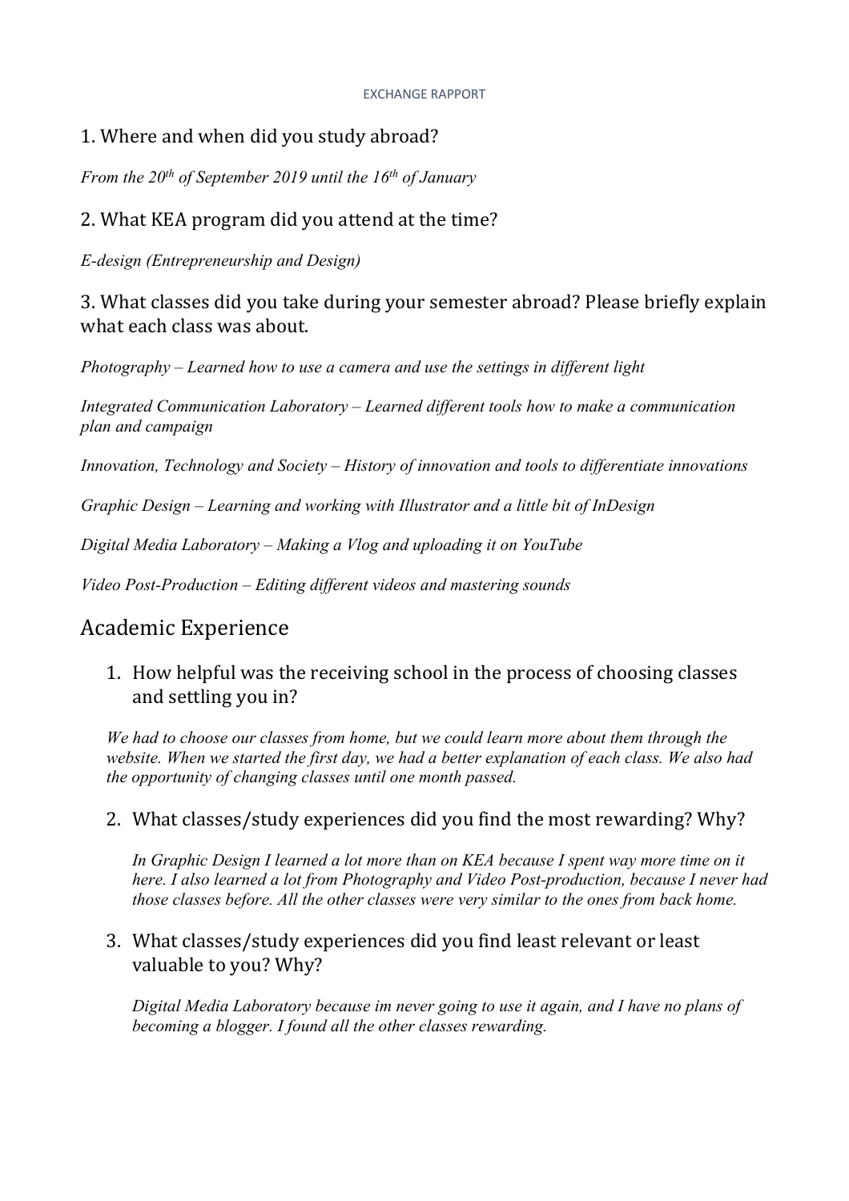EXCHANGE RAPPORT

## 1. Where and when did you study abroad?

*From the 20th of September 2019 until the 16th of January*

## 2. What KEA program did you attend at the time?

*E-design (Entrepreneurship and Design)*

## 3. What classes did you take during your semester abroad? Please briefly explain what each class was about.

*Photography – Learned how to use a camera and use the settings in different light*

*Integrated Communication Laboratory – Learned different tools how to make a communication plan and campaign*

*Innovation, Technology and Society – History of innovation and tools to differentiate innovations*

*Graphic Design – Learning and working with Illustrator and a little bit of InDesign*

*Digital Media Laboratory – Making a Vlog and uploading it on YouTube*

*Video Post-Production – Editing different videos and mastering sounds*

# Academic Experience

1. How helpful was the receiving school in the process of choosing classes and settling you in?

   *We had to choose our classes from home, but we could learn more about them through the website. When we started the first day, we had a better explanation of each class. We also had the opportunity of changing classes until one month passed.*

2. What classes/study experiences did you find the most rewarding? Why?

   *In Graphic Design I learned a lot more than on KEA because I spent way more time on it here. I also learned a lot from Photography and Video Post-production, because I never had those classes before. All the other classes were very similar to the ones from back home.*

3. What classes/study experiences did you find least relevant or least valuable to you? Why?

   *Digital Media Laboratory because im never going to use it again, and I have no plans of becoming a blogger. I found all the other classes rewarding.*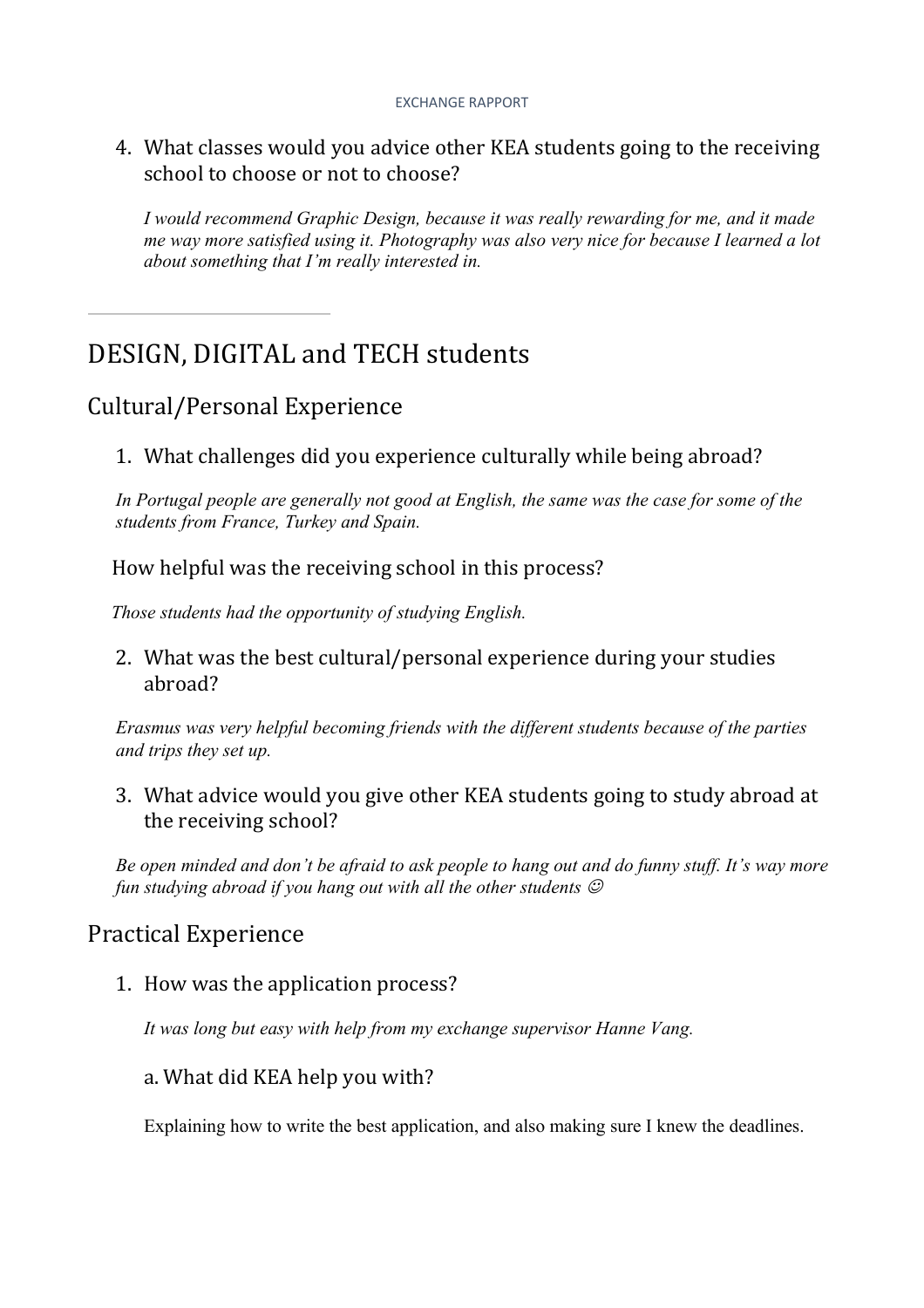4. What classes would you advice other KEA students going to the receiving school to choose or not to choose?

   *I would recommend Graphic Design, because it was really rewarding for me, and it made me way more satisfied using it. Photography was also very nice for because I learned a lot about something that I'm really interested in.*

---

# DESIGN, DIGITAL and TECH students

## Cultural/Personal Experience

1. What challenges did you experience culturally while being abroad?

*In Portugal people are generally not good at English, the same was the case for some of the students from France, Turkey and Spain.*

How helpful was the receiving school in this process?

*Those students had the opportunity of studying English.*

2. What was the best cultural/personal experience during your studies abroad?

*Erasmus was very helpful becoming friends with the different students because of the parties and trips they set up.*

3. What advice would you give other KEA students going to study abroad at the receiving school?

*Be open minded and don't be afraid to ask people to hang out and do funny stuff. It's way more fun studying abroad if you hang out with all the other students ☺*

## Practical Experience

1. How was the application process?

   *It was long but easy with help from my exchange supervisor Hanne Vang.*

   a. What did KEA help you with?

   Explaining how to write the best application, and also making sure I knew the deadlines.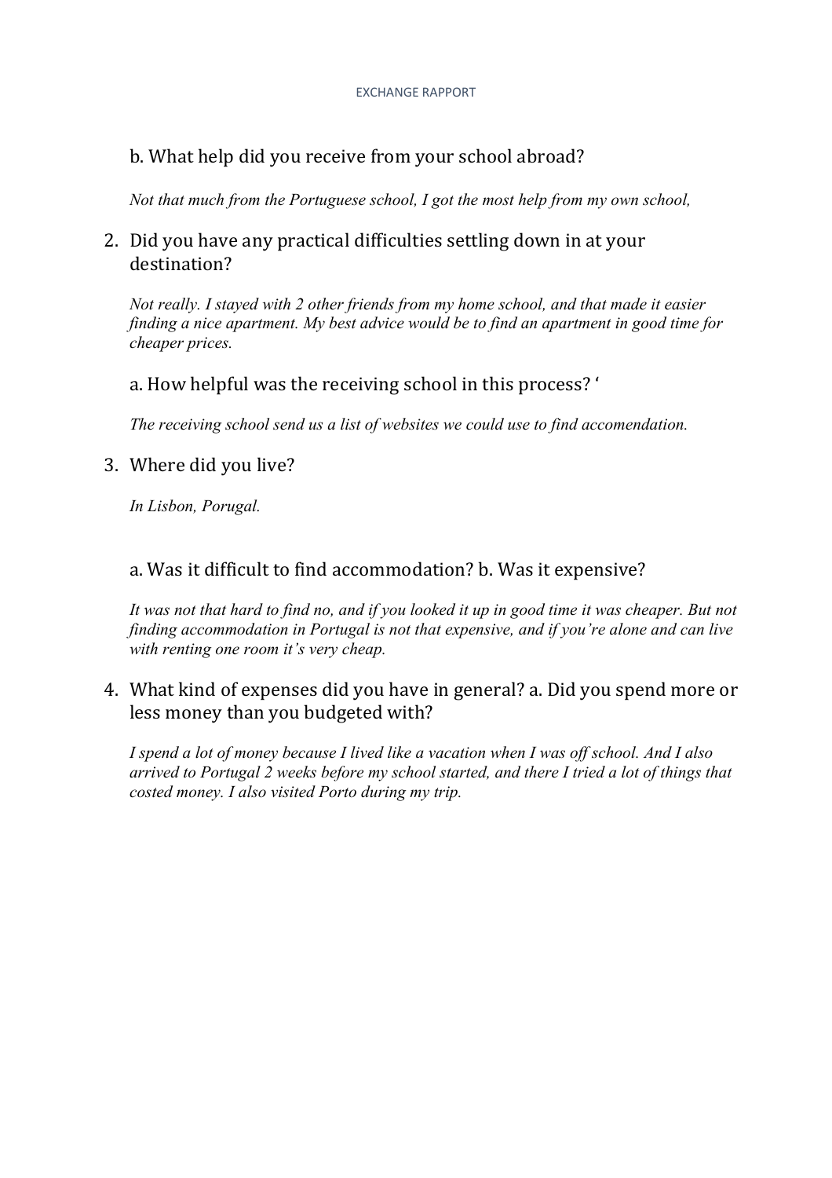b. What help did you receive from your school abroad?

*Not that much from the Portuguese school, I got the most help from my own school,*

2. Did you have any practical difficulties settling down in at your destination?

   *Not really. I stayed with 2 other friends from my home school, and that made it easier finding a nice apartment. My best advice would be to find an apartment in good time for cheaper prices.*

   a. How helpful was the receiving school in this process? ‘

   *The receiving school send us a list of websites we could use to find accomendation.*

3. Where did you live?

   *In Lisbon, Porugal.*

   a. Was it difficult to find accommodation? b. Was it expensive?

   *It was not that hard to find no, and if you looked it up in good time it was cheaper. But not finding accommodation in Portugal is not that expensive, and if you’re alone and can live with renting one room it’s very cheap.*

4. What kind of expenses did you have in general? a. Did you spend more or less money than you budgeted with?

   *I spend a lot of money because I lived like a vacation when I was off school. And I also arrived to Portugal 2 weeks before my school started, and there I tried a lot of things that costed money. I also visited Porto during my trip.*